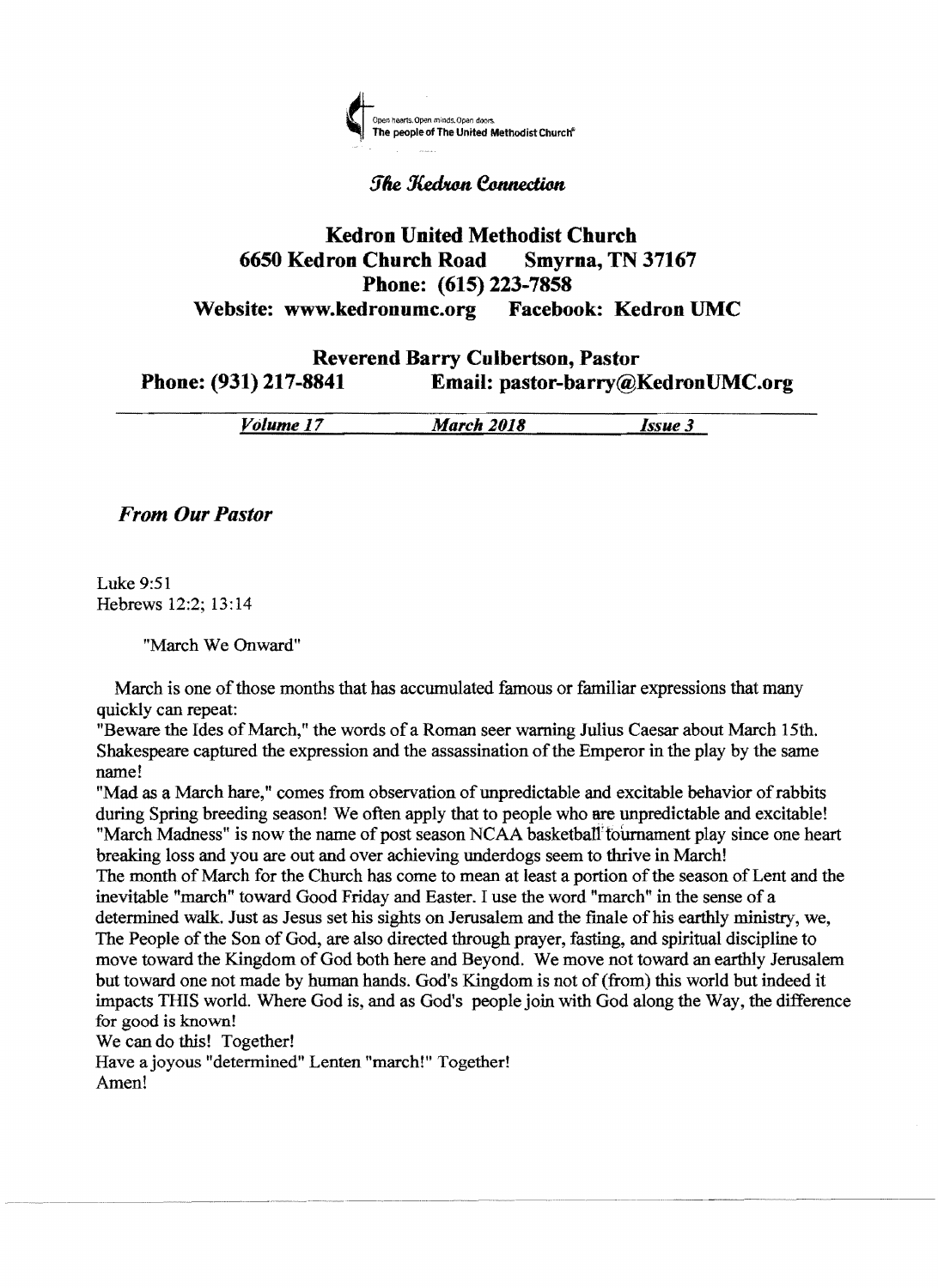Open hearts. Open minds. Open doors.
The people of The United Methodist Church®

*The Kedron Connection*

# Kedron United Methodist Church

**6650 Kedron Church Road Smyrna, TN 37167**
**Phone: (615) 223-7858**
**Website: www.kedronumc.org Facebook: Kedron UMC**

**Reverend Barry Culbertson, Pastor**
**Phone: (931) 217-8841 Email: pastor-barry@KedronUMC.org**

*Volume 17* *March 2018* *Issue 3*

## *From Our Pastor*

Luke 9:51
Hebrews 12:2; 13:14

"March We Onward"

March is one of those months that has accumulated famous or familiar expressions that many quickly can repeat:

"Beware the Ides of March," the words of a Roman seer warning Julius Caesar about March 15th. Shakespeare captured the expression and the assassination of the Emperor in the play by the same name!

"Mad as a March hare," comes from observation of unpredictable and excitable behavior of rabbits during Spring breeding season! We often apply that to people who are unpredictable and excitable!

"March Madness" is now the name of post season NCAA basketball tournament play since one heart breaking loss and you are out and over achieving underdogs seem to thrive in March!

The month of March for the Church has come to mean at least a portion of the season of Lent and the inevitable "march" toward Good Friday and Easter. I use the word "march" in the sense of a determined walk. Just as Jesus set his sights on Jerusalem and the finale of his earthly ministry, we, The People of the Son of God, are also directed through prayer, fasting, and spiritual discipline to move toward the Kingdom of God both here and Beyond. We move not toward an earthly Jerusalem but toward one not made by human hands. God's Kingdom is not of (from) this world but indeed it impacts THIS world. Where God is, and as God's people join with God along the Way, the difference for good is known!

We can do this! Together!

Have a joyous "determined" Lenten "march!" Together!

Amen!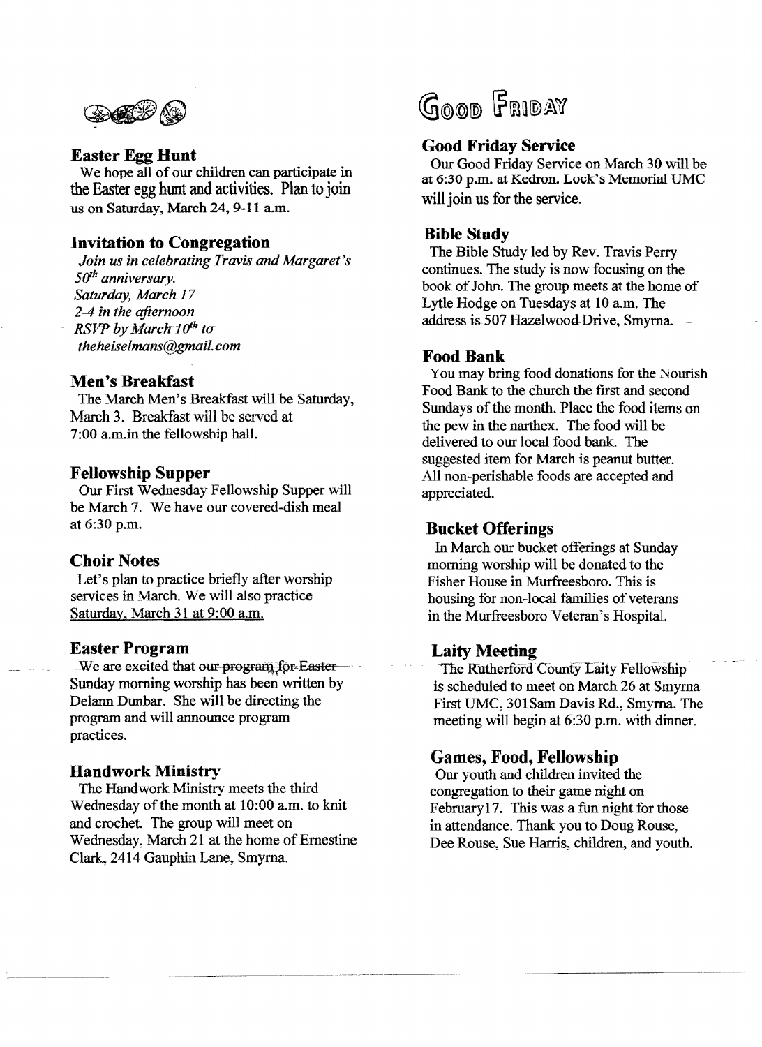## Easter Egg Hunt

We hope all of our children can participate in the Easter egg hunt and activities. Plan to join us on Saturday, March 24, 9-11 a.m.

## Invitation to Congregation

*Join us in celebrating Travis and Margaret's 50th anniversary.*
*Saturday, March 17*
*2-4 in the afternoon*
*RSVP by March 10th to*
*theheiselmans@gmail.com*

## Men's Breakfast

The March Men's Breakfast will be Saturday, March 3. Breakfast will be served at 7:00 a.m.in the fellowship hall.

## Fellowship Supper

Our First Wednesday Fellowship Supper will be March 7. We have our covered-dish meal at 6:30 p.m.

## Choir Notes

Let's plan to practice briefly after worship services in March. We will also practice Saturday, March 31 at 9:00 a.m.

## Easter Program

We are excited that our program for Easter Sunday morning worship has been written by Delann Dunbar. She will be directing the program and will announce program practices.

## Handwork Ministry

The Handwork Ministry meets the third Wednesday of the month at 10:00 a.m. to knit and crochet. The group will meet on Wednesday, March 21 at the home of Ernestine Clark, 2414 Gauphin Lane, Smyrna.

# Good Friday

## Good Friday Service

Our Good Friday Service on March 30 will be at 6:30 p.m. at Kedron. Lock's Memorial UMC will join us for the service.

## Bible Study

The Bible Study led by Rev. Travis Perry continues. The study is now focusing on the book of John. The group meets at the home of Lytle Hodge on Tuesdays at 10 a.m. The address is 507 Hazelwood Drive, Smyrna.

## Food Bank

You may bring food donations for the Nourish Food Bank to the church the first and second Sundays of the month. Place the food items on the pew in the narthex. The food will be delivered to our local food bank. The suggested item for March is peanut butter. All non-perishable foods are accepted and appreciated.

## Bucket Offerings

In March our bucket offerings at Sunday morning worship will be donated to the Fisher House in Murfreesboro. This is housing for non-local families of veterans in the Murfreesboro Veteran's Hospital.

## Laity Meeting

The Rutherford County Laity Fellowship is scheduled to meet on March 26 at Smyrna First UMC, 301Sam Davis Rd., Smyrna. The meeting will begin at 6:30 p.m. with dinner.

## Games, Food, Fellowship

Our youth and children invited the congregation to their game night on February17. This was a fun night for those in attendance. Thank you to Doug Rouse, Dee Rouse, Sue Harris, children, and youth.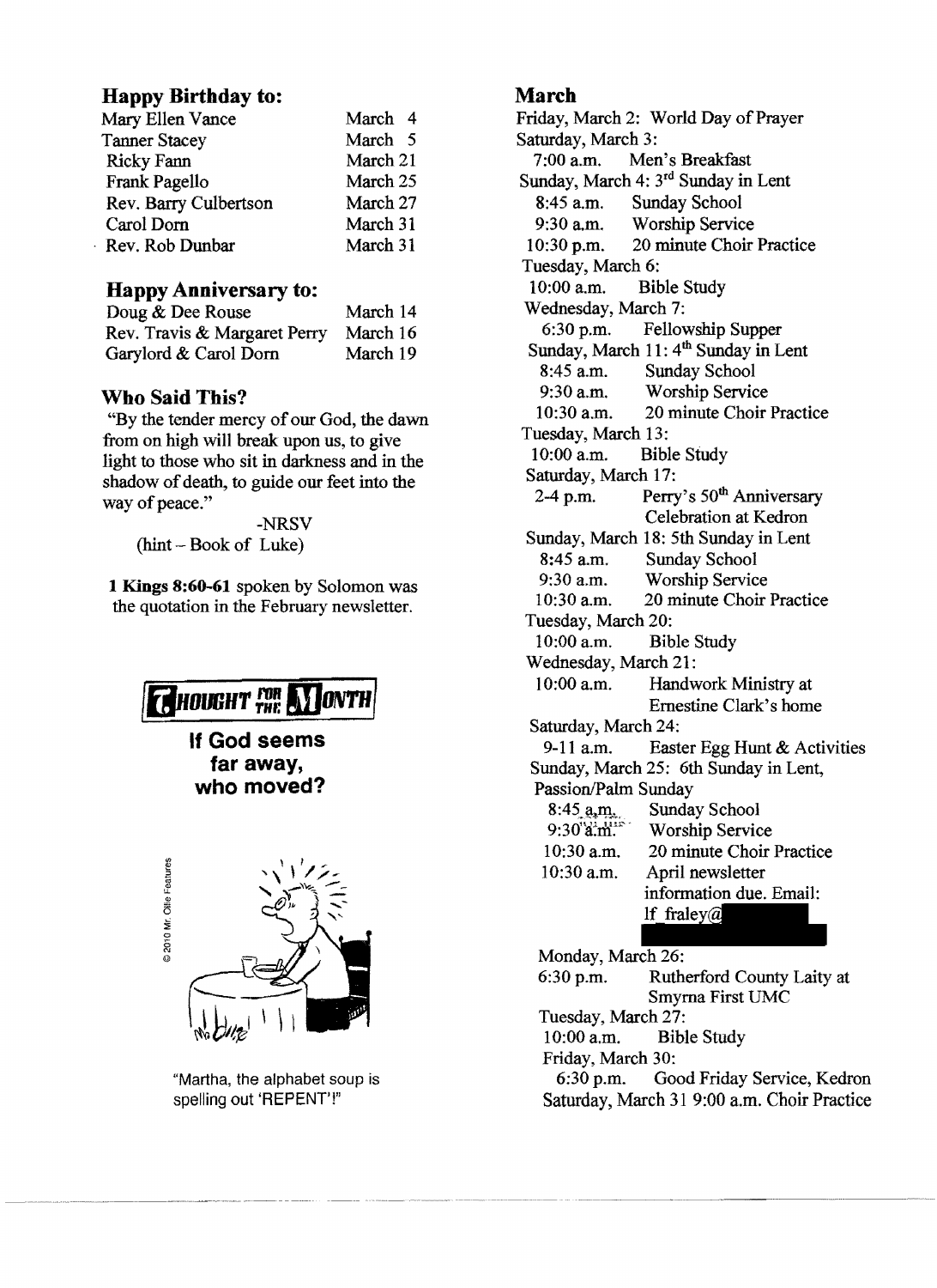## Happy Birthday to:

| | |
|---|---|
| Mary Ellen Vance | March 4 |
| Tanner Stacey | March 5 |
| Ricky Fann | March 21 |
| Frank Pagello | March 25 |
| Rev. Barry Culbertson | March 27 |
| Carol Dorn | March 31 |
| Rev. Rob Dunbar | March 31 |

## Happy Anniversary to:

| | |
|---|---|
| Doug & Dee Rouse | March 14 |
| Rev. Travis & Margaret Perry | March 16 |
| Garylord & Carol Dorn | March 19 |

## Who Said This?

"By the tender mercy of our God, the dawn from on high will break upon us, to give light to those who sit in darkness and in the shadow of death, to guide our feet into the way of peace."

-NRSV

(hint – Book of Luke)

**1 Kings 8:60-61** spoken by Solomon was the quotation in the February newsletter.

**THOUGHT FOR THE MONTH**

**If God seems far away, who moved?**

© 2010 Mr. Ollie Features

"Martha, the alphabet soup is spelling out 'REPENT'!"

## March

Friday, March 2: World Day of Prayer

Saturday, March 3:
- 7:00 a.m. Men's Breakfast

Sunday, March 4: 3rd Sunday in Lent
- 8:45 a.m. Sunday School
- 9:30 a.m. Worship Service
- 10:30 p.m. 20 minute Choir Practice

Tuesday, March 6:
- 10:00 a.m. Bible Study

Wednesday, March 7:
- 6:30 p.m. Fellowship Supper

Sunday, March 11: 4th Sunday in Lent
- 8:45 a.m. Sunday School
- 9:30 a.m. Worship Service
- 10:30 a.m. 20 minute Choir Practice

Tuesday, March 13:
- 10:00 a.m. Bible Study

Saturday, March 17:
- 2-4 p.m. Perry's 50th Anniversary Celebration at Kedron

Sunday, March 18: 5th Sunday in Lent
- 8:45 a.m. Sunday School
- 9:30 a.m. Worship Service
- 10:30 a.m. 20 minute Choir Practice

Tuesday, March 20:
- 10:00 a.m. Bible Study

Wednesday, March 21:
- 10:00 a.m. Handwork Ministry at Ernestine Clark's home

Saturday, March 24:
- 9-11 a.m. Easter Egg Hunt & Activities

Sunday, March 25: 6th Sunday in Lent, Passion/Palm Sunday
- 8:45 a.m. Sunday School
- 9:30 a.m. Worship Service
- 10:30 a.m. 20 minute Choir Practice
- 10:30 a.m. April newsletter information due. Email: lf_fraley@

Monday, March 26:
- 6:30 p.m. Rutherford County Laity at Smyrna First UMC

Tuesday, March 27:
- 10:00 a.m. Bible Study

Friday, March 30:
- 6:30 p.m. Good Friday Service, Kedron

Saturday, March 31 9:00 a.m. Choir Practice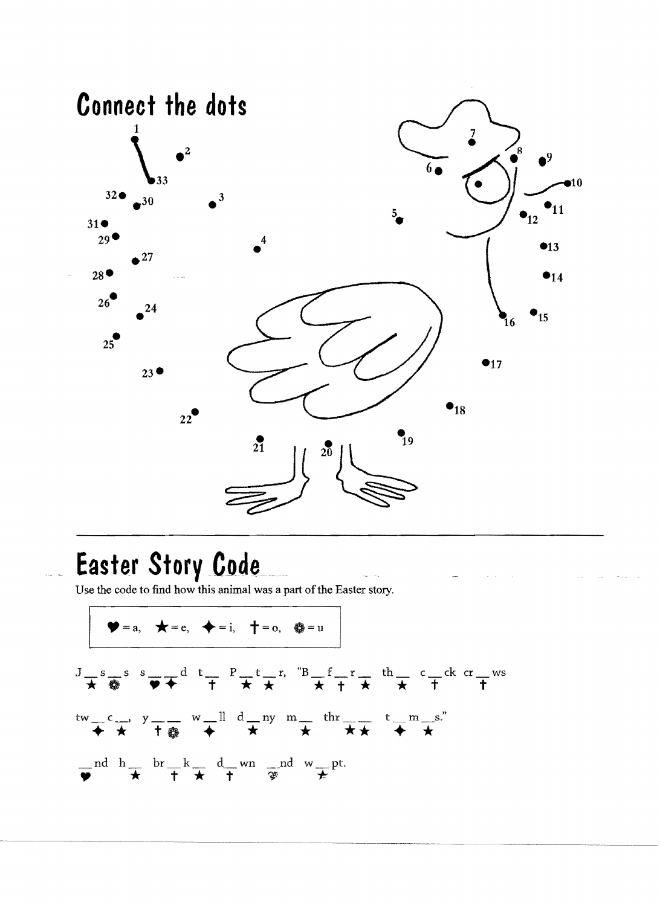# Connect the dots

1 2 3 4 5 6 7 8 9 10 11 12 13 14 15 16 17 18 19 20 21 22 23 24 25 26 27 28 29 30 31 32 33

# Easter Story Code

Use the code to find how this animal was a part of the Easter story.

♥ = a, ★ = e, ✦ = i, † = o, ❁ = u

J\_s\_s s\_\_d t\_ P\_t\_r, "B\_f\_r\_ th\_ c\_ck cr\_ws
★ ❁ ♥✦ † ★ ★ ★ † ★ ★ † †

tw\_c\_, y\_\_ w\_ll d\_ny m\_ thr\_\_ t\_m\_s."
✦ ★ †❁ ✦ ★ ★ ★★ ✦ ★

\_nd h\_ br\_k\_ d\_wn \_nd w\_pt.
♥ ★ † ★ † ♥ ★